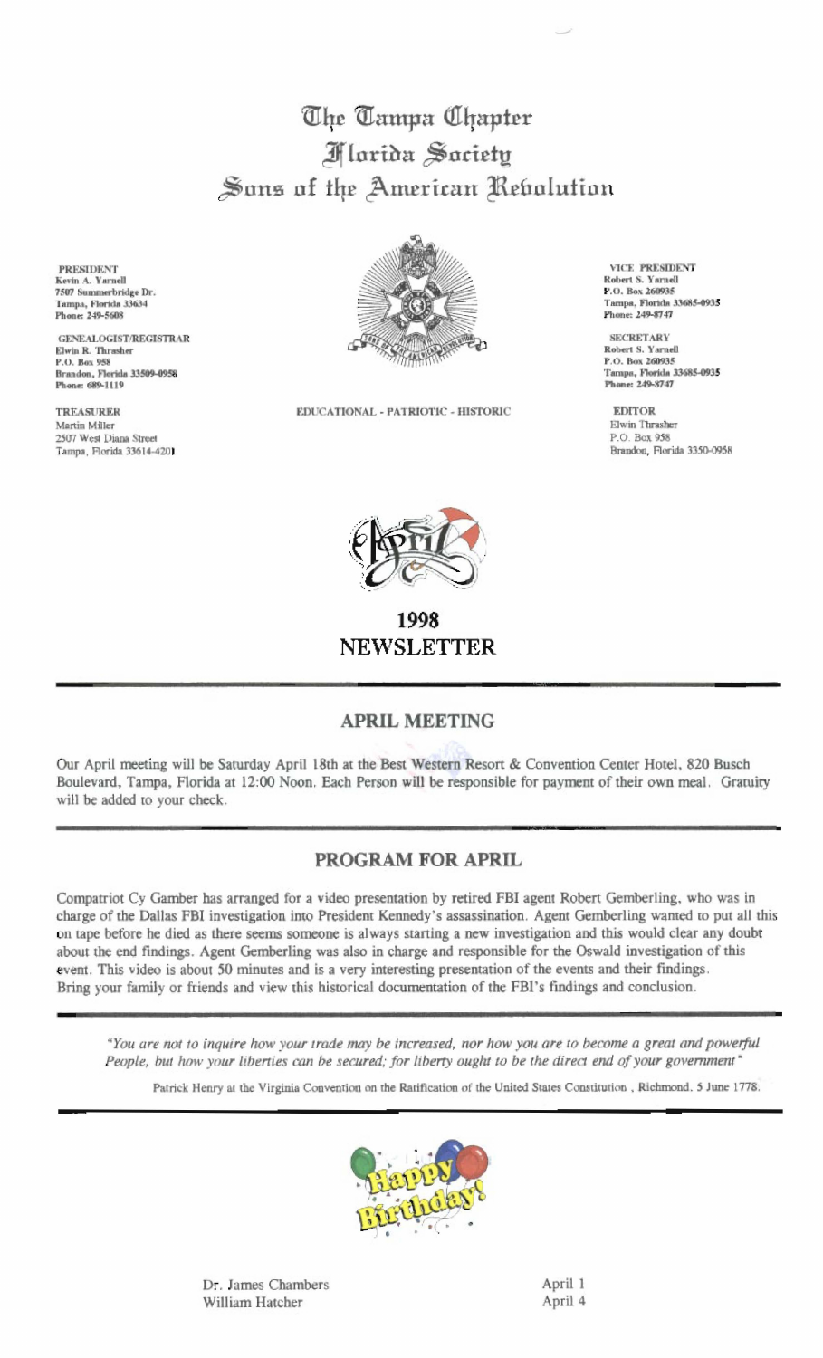# The Tampa Chapter
# Florida Society
# Sons of the American Revolution

**PRESIDENT**
Kevin A. Yarnell
7507 Summerbridge Dr.
Tampa, Florida 33634
Phone: 249-5608

**GENEALOGIST/REGISTRAR**
Elwin R. Thrasher
P.O. Box 958
Brandon, Florida 33509-0958
Phone: 689-1119

**TREASURER**
Martin Miller
2507 West Diana Street
Tampa, Florida 33614-4201

**VICE PRESIDENT**
Robert S. Yarnell
P.O. Box 260935
Tampa, Florida 33685-0935
Phone: 249-8747

**SECRETARY**
Robert S. Yarnell
P.O. Box 260935
Tampa, Florida 33685-0935
Phone: 249-8747

**EDITOR**
Elwin Thrasher
P.O. Box 958
Brandon, Florida 3350-0958

EDUCATIONAL - PATRIOTIC - HISTORIC

April

**1998**
**NEWSLETTER**

---

## APRIL MEETING

Our April meeting will be Saturday April 18th at the Best Western Resort & Convention Center Hotel, 820 Busch Boulevard, Tampa, Florida at 12:00 Noon. Each Person will be responsible for payment of their own meal. Gratuity will be added to your check.

---

## PROGRAM FOR APRIL

Compatriot Cy Gamber has arranged for a video presentation by retired FBI agent Robert Gemberling, who was in charge of the Dallas FBI investigation into President Kennedy's assassination. Agent Gemberling wanted to put all this on tape before he died as there seems someone is always starting a new investigation and this would clear any doubt about the end findings. Agent Gemberling was also in charge and responsible for the Oswald investigation of this event. This video is about 50 minutes and is a very interesting presentation of the events and their findings. Bring your family or friends and view this historical documentation of the FBI's findings and conclusion.

---

*"You are not to inquire how your trade may be increased, nor how you are to become a great and powerful People, but how your liberties can be secured; for liberty ought to be the direct end of your government"*

Patrick Henry at the Virginia Convention on the Ratification of the United States Constitution , Richmond. 5 June 1778.

---

Happy Birthday!

| | |
|---|---|
| Dr. James Chambers | April 1 |
| William Hatcher | April 4 |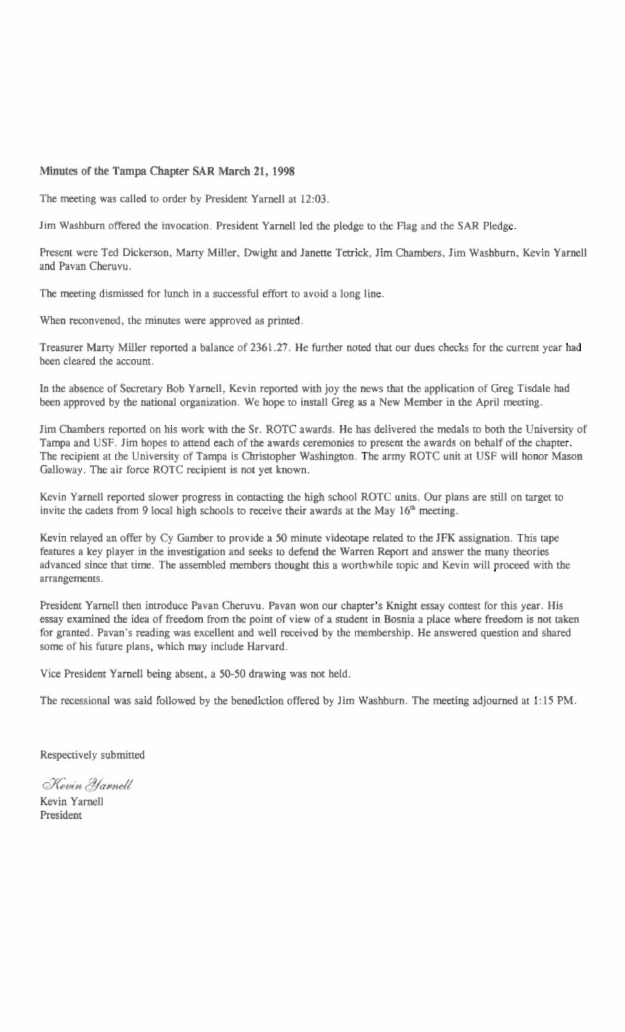**Minutes of the Tampa Chapter SAR March 21, 1998**

The meeting was called to order by President Yarnell at 12:03.

Jim Washburn offered the invocation. President Yarnell led the pledge to the Flag and the SAR Pledge.

Present were Ted Dickerson, Marty Miller, Dwight and Janette Tetrick, Jim Chambers, Jim Washburn, Kevin Yarnell and Pavan Cheruvu.

The meeting dismissed for lunch in a successful effort to avoid a long line.

When reconvened, the minutes were approved as printed.

Treasurer Marty Miller reported a balance of 2361.27. He further noted that our dues checks for the current year had been cleared the account.

In the absence of Secretary Bob Yarnell, Kevin reported with joy the news that the application of Greg Tisdale had been approved by the national organization. We hope to install Greg as a New Member in the April meeting.

Jim Chambers reported on his work with the Sr. ROTC awards. He has delivered the medals to both the University of Tampa and USF. Jim hopes to attend each of the awards ceremonies to present the awards on behalf of the chapter. The recipient at the University of Tampa is Christopher Washington. The army ROTC unit at USF will honor Mason Galloway. The air force ROTC recipient is not yet known.

Kevin Yarnell reported slower progress in contacting the high school ROTC units. Our plans are still on target to invite the cadets from 9 local high schools to receive their awards at the May 16th meeting.

Kevin relayed an offer by Cy Gamber to provide a 50 minute videotape related to the JFK assignation. This tape features a key player in the investigation and seeks to defend the Warren Report and answer the many theories advanced since that time. The assembled members thought this a worthwhile topic and Kevin will proceed with the arrangements.

President Yarnell then introduce Pavan Cheruvu. Pavan won our chapter's Knight essay contest for this year. His essay examined the idea of freedom from the point of view of a student in Bosnia a place where freedom is not taken for granted. Pavan's reading was excellent and well received by the membership. He answered question and shared some of his future plans, which may include Harvard.

Vice President Yarnell being absent, a 50-50 drawing was not held.

The recessional was said followed by the benediction offered by Jim Washburn. The meeting adjourned at 1:15 PM.

Respectively submitted

*Kevin Yarnell*
Kevin Yarnell
President